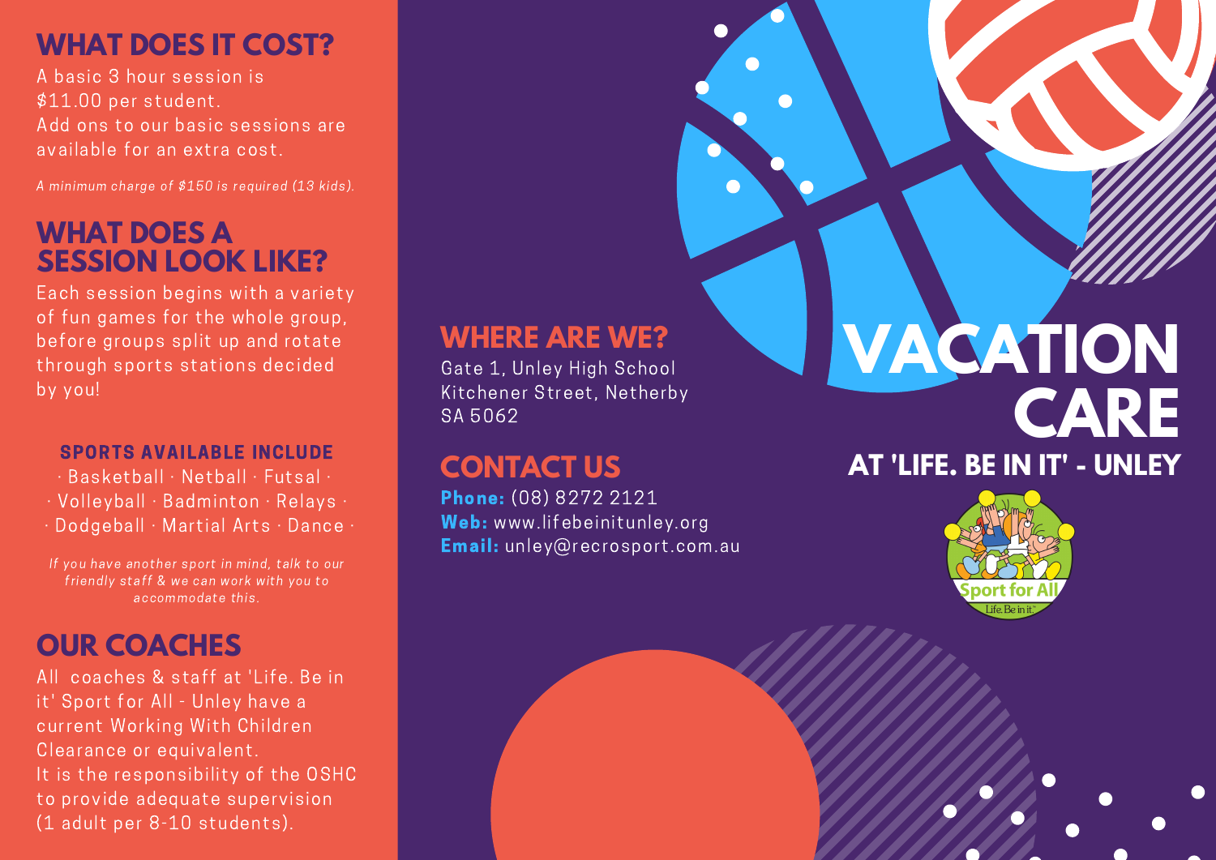## WHAT DOES IT COST?

A basic 3 hour session is $11.00 per student.
Add ons to our basic sessions are available for an extra cost.

*A minimum charge of $150 is required (13 kids).*

## WHAT DOES A SESSION LOOK LIKE?

Each session begins with a variety of fun games for the whole group, before groups split up and rotate through sports stations decided by you!

### SPORTS AVAILABLE INCLUDE

· Basketball · Netball · Futsal ·
· Volleyball · Badminton · Relays ·
· Dodgeball · Martial Arts · Dance ·

*If you have another sport in mind, talk to our friendly staff & we can work with you to accommodate this.*

## OUR COACHES

All coaches & staff at 'Life. Be in it' Sport for All - Unley have a current Working With Children Clearance or equivalent.
It is the responsibility of the OSHC to provide adequate supervision (1 adult per 8-10 students).

## WHERE ARE WE?

Gate 1, Unley High School
Kitchener Street, Netherby
SA 5062

## CONTACT US

**Phone:** (08) 8272 2121
**Web:** www.lifebeinitunley.org
**Email:** unley@recrosport.com.au

# VACATION CARE

## AT 'LIFE. BE IN IT' - UNLEY

Sport for All
Life. Be in it.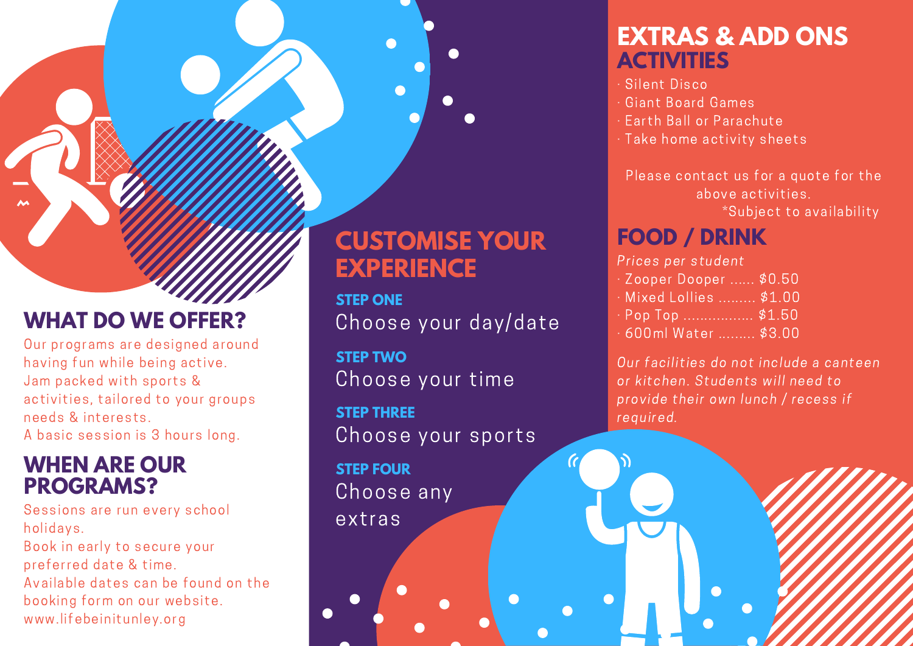## WHAT DO WE OFFER?

Our programs are designed around having fun while being active.
Jam packed with sports & activities, tailored to your groups needs & interests.
A basic session is 3 hours long.

## WHEN ARE OUR PROGRAMS?

Sessions are run every school holidays.
Book in early to secure your preferred date & time.
Available dates can be found on the booking form on our website.
www.lifebeinitunley.org

## CUSTOMISE YOUR EXPERIENCE

**STEP ONE**
Choose your day/date

**STEP TWO**
Choose your time

**STEP THREE**
Choose your sports

**STEP FOUR**
Choose any extras

## EXTRAS & ADD ONS

### ACTIVITIES

- Silent Disco
- Giant Board Games
- Earth Ball or Parachute
- Take home activity sheets

Please contact us for a quote for the above activities.
*Subject to availability

## FOOD / DRINK

*Prices per student*

- Zooper Dooper ...... $0.50
- Mixed Lollies ......... $1.00
- Pop Top ................. $1.50
- 600ml Water ......... $3.00

*Our facilities do not include a canteen or kitchen. Students will need to provide their own lunch / recess if required.*